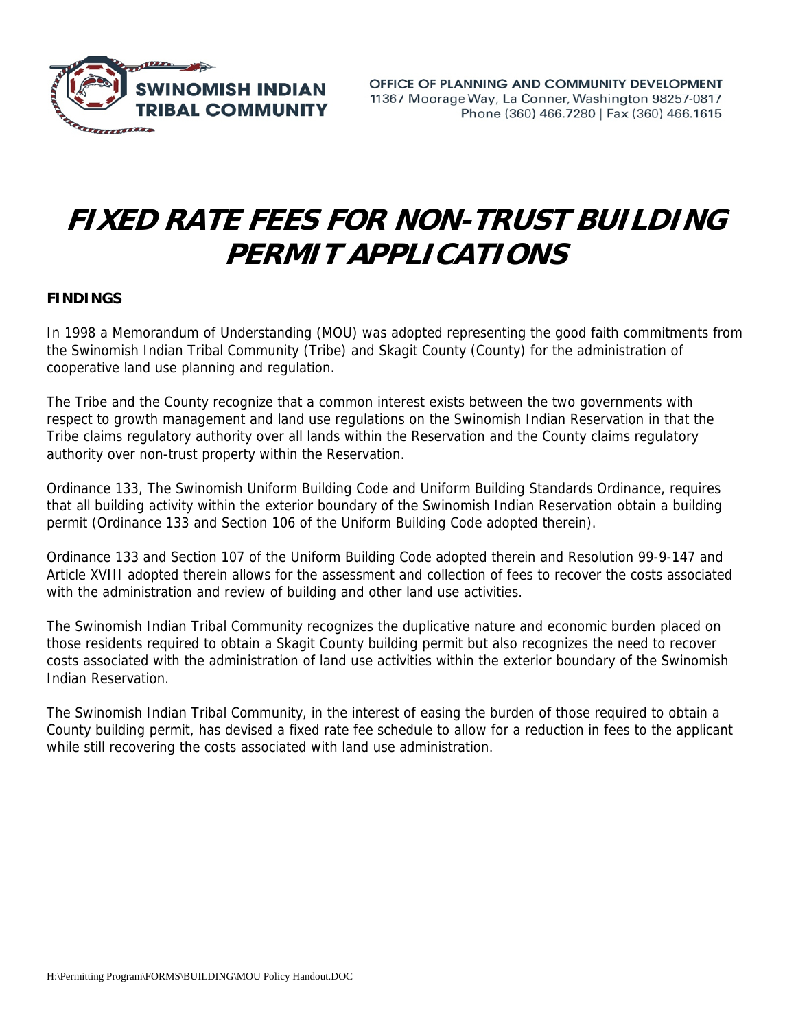SWINOMISH INDIAN TRIBAL COMMUNITY

OFFICE OF PLANNING AND COMMUNITY DEVELOPMENT
11367 Moorage Way, La Conner, Washington 98257-0817
Phone (360) 466.7280 | Fax (360) 466.1615

# FIXED RATE FEES FOR NON-TRUST BUILDING PERMIT APPLICATIONS

**FINDINGS**

In 1998 a Memorandum of Understanding (MOU) was adopted representing the good faith commitments from the Swinomish Indian Tribal Community (Tribe) and Skagit County (County) for the administration of cooperative land use planning and regulation.

The Tribe and the County recognize that a common interest exists between the two governments with respect to growth management and land use regulations on the Swinomish Indian Reservation in that the Tribe claims regulatory authority over all lands within the Reservation and the County claims regulatory authority over non-trust property within the Reservation.

Ordinance 133, The Swinomish Uniform Building Code and Uniform Building Standards Ordinance, requires that all building activity within the exterior boundary of the Swinomish Indian Reservation obtain a building permit (Ordinance 133 and Section 106 of the Uniform Building Code adopted therein).

Ordinance 133 and Section 107 of the Uniform Building Code adopted therein and Resolution 99-9-147 and Article XVIII adopted therein allows for the assessment and collection of fees to recover the costs associated with the administration and review of building and other land use activities.

The Swinomish Indian Tribal Community recognizes the duplicative nature and economic burden placed on those residents required to obtain a Skagit County building permit but also recognizes the need to recover costs associated with the administration of land use activities within the exterior boundary of the Swinomish Indian Reservation.

The Swinomish Indian Tribal Community, in the interest of easing the burden of those required to obtain a County building permit, has devised a fixed rate fee schedule to allow for a reduction in fees to the applicant while still recovering the costs associated with land use administration.

H:\Permitting Program\FORMS\BUILDING\MOU Policy Handout.DOC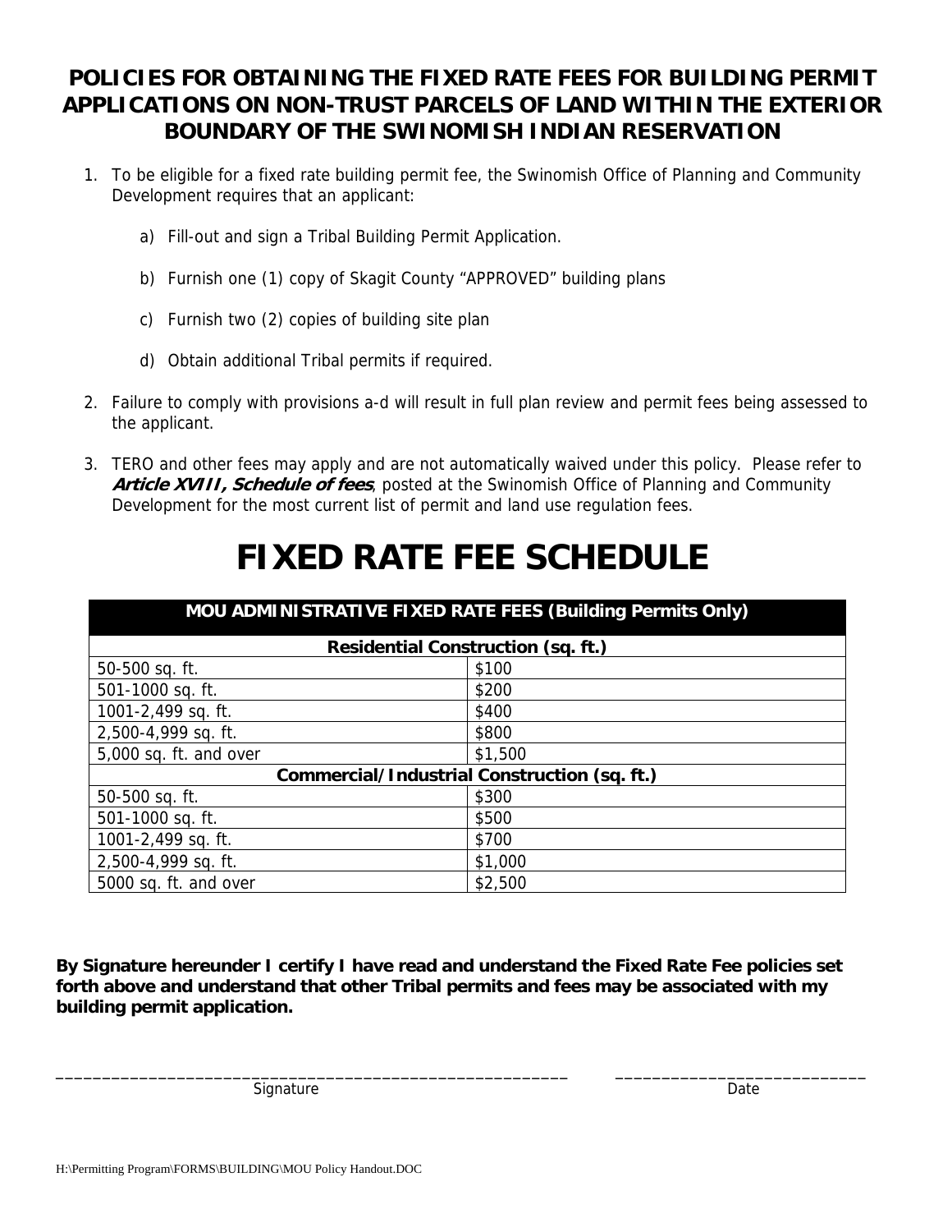# POLICIES FOR OBTAINING THE FIXED RATE FEES FOR BUILDING PERMIT APPLICATIONS ON NON-TRUST PARCELS OF LAND WITHIN THE EXTERIOR BOUNDARY OF THE SWINOMISH INDIAN RESERVATION

1. To be eligible for a fixed rate building permit fee, the Swinomish Office of Planning and Community Development requires that an applicant:

   a) Fill-out and sign a Tribal Building Permit Application.

   b) Furnish one (1) copy of Skagit County "APPROVED" building plans

   c) Furnish two (2) copies of building site plan

   d) Obtain additional Tribal permits if required.

2. Failure to comply with provisions a-d will result in full plan review and permit fees being assessed to the applicant.

3. TERO and other fees may apply and are not automatically waived under this policy. Please refer to ***Article XVIII, Schedule of fees***, posted at the Swinomish Office of Planning and Community Development for the most current list of permit and land use regulation fees.

# FIXED RATE FEE SCHEDULE

| MOU ADMINISTRATIVE FIXED RATE FEES (Building Permits Only) | |
|---|---|
| **Residential Construction (sq. ft.)** | |
| 50-500 sq. ft. | $100 |
| 501-1000 sq. ft. | $200 |
| 1001-2,499 sq. ft. | $400 |
| 2,500-4,999 sq. ft. | $800 |
| 5,000 sq. ft. and over | $1,500 |
| **Commercial/Industrial Construction (sq. ft.)** | |
| 50-500 sq. ft. | $300 |
| 501-1000 sq. ft. | $500 |
| 1001-2,499 sq. ft. | $700 |
| 2,500-4,999 sq. ft. | $1,000 |
| 5000 sq. ft. and over | $2,500 |

**By Signature hereunder I certify I have read and understand the Fixed Rate Fee policies set forth above and understand that other Tribal permits and fees may be associated with my building permit application.**

_______________________________________________ Signature

_________________________ Date

H:\Permitting Program\FORMS\BUILDING\MOU Policy Handout.DOC